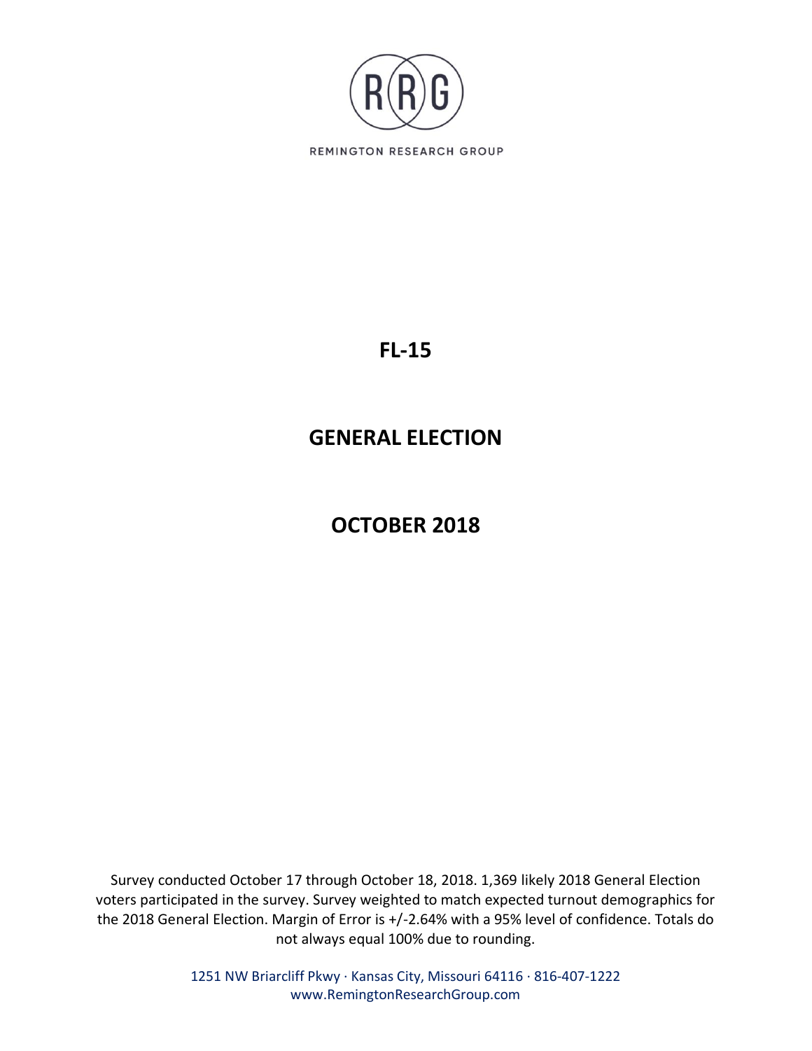REMINGTON RESEARCH GROUP

# FL-15

# GENERAL ELECTION

# OCTOBER 2018

Survey conducted October 17 through October 18, 2018. 1,369 likely 2018 General Election voters participated in the survey. Survey weighted to match expected turnout demographics for the 2018 General Election. Margin of Error is +/-2.64% with a 95% level of confidence. Totals do not always equal 100% due to rounding.

1251 NW Briarcliff Pkwy · Kansas City, Missouri 64116 · 816-407-1222
www.RemingtonResearchGroup.com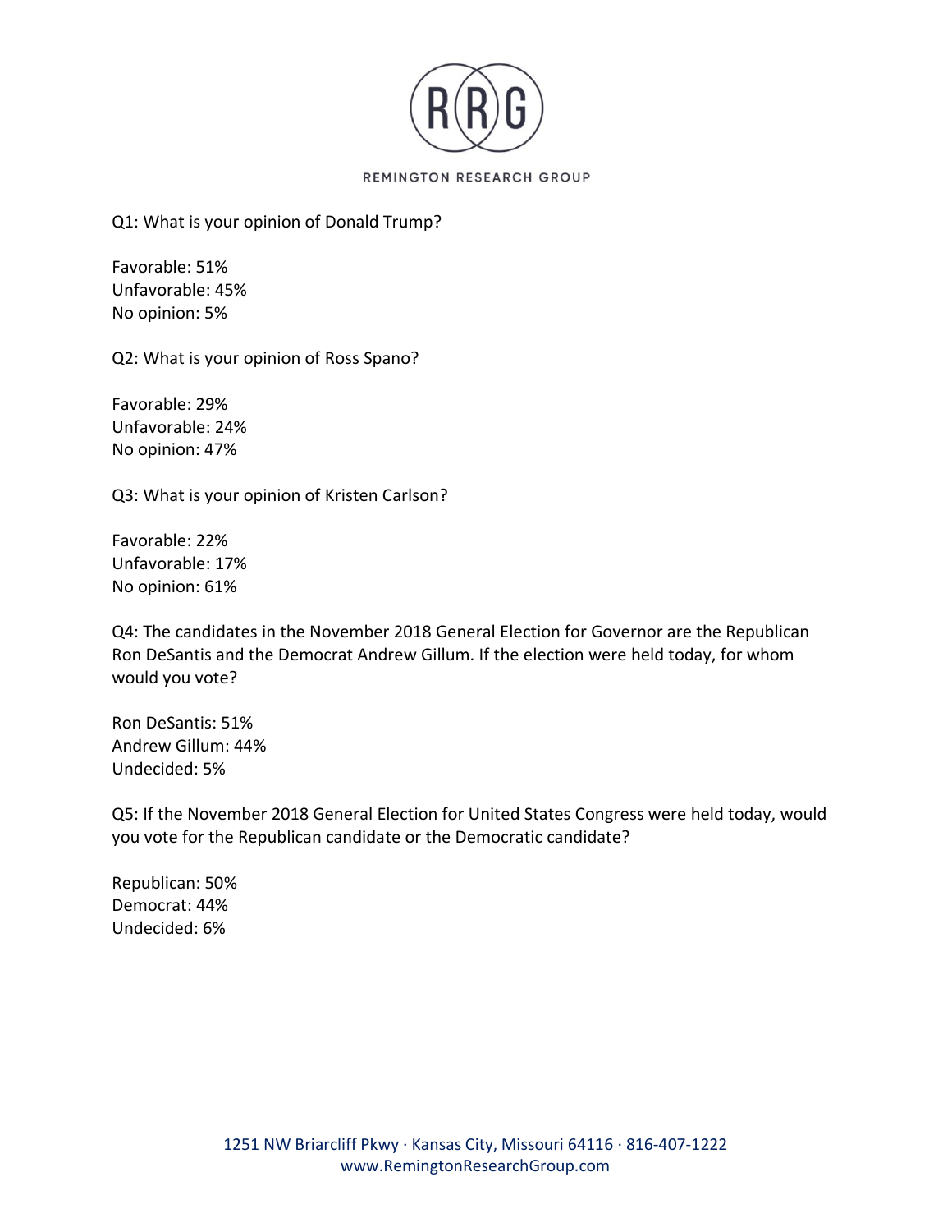Q1: What is your opinion of Donald Trump?

Favorable: 51%
Unfavorable: 45%
No opinion: 5%

Q2: What is your opinion of Ross Spano?

Favorable: 29%
Unfavorable: 24%
No opinion: 47%

Q3: What is your opinion of Kristen Carlson?

Favorable: 22%
Unfavorable: 17%
No opinion: 61%

Q4: The candidates in the November 2018 General Election for Governor are the Republican Ron DeSantis and the Democrat Andrew Gillum. If the election were held today, for whom would you vote?

Ron DeSantis: 51%
Andrew Gillum: 44%
Undecided: 5%

Q5: If the November 2018 General Election for United States Congress were held today, would you vote for the Republican candidate or the Democratic candidate?

Republican: 50%
Democrat: 44%
Undecided: 6%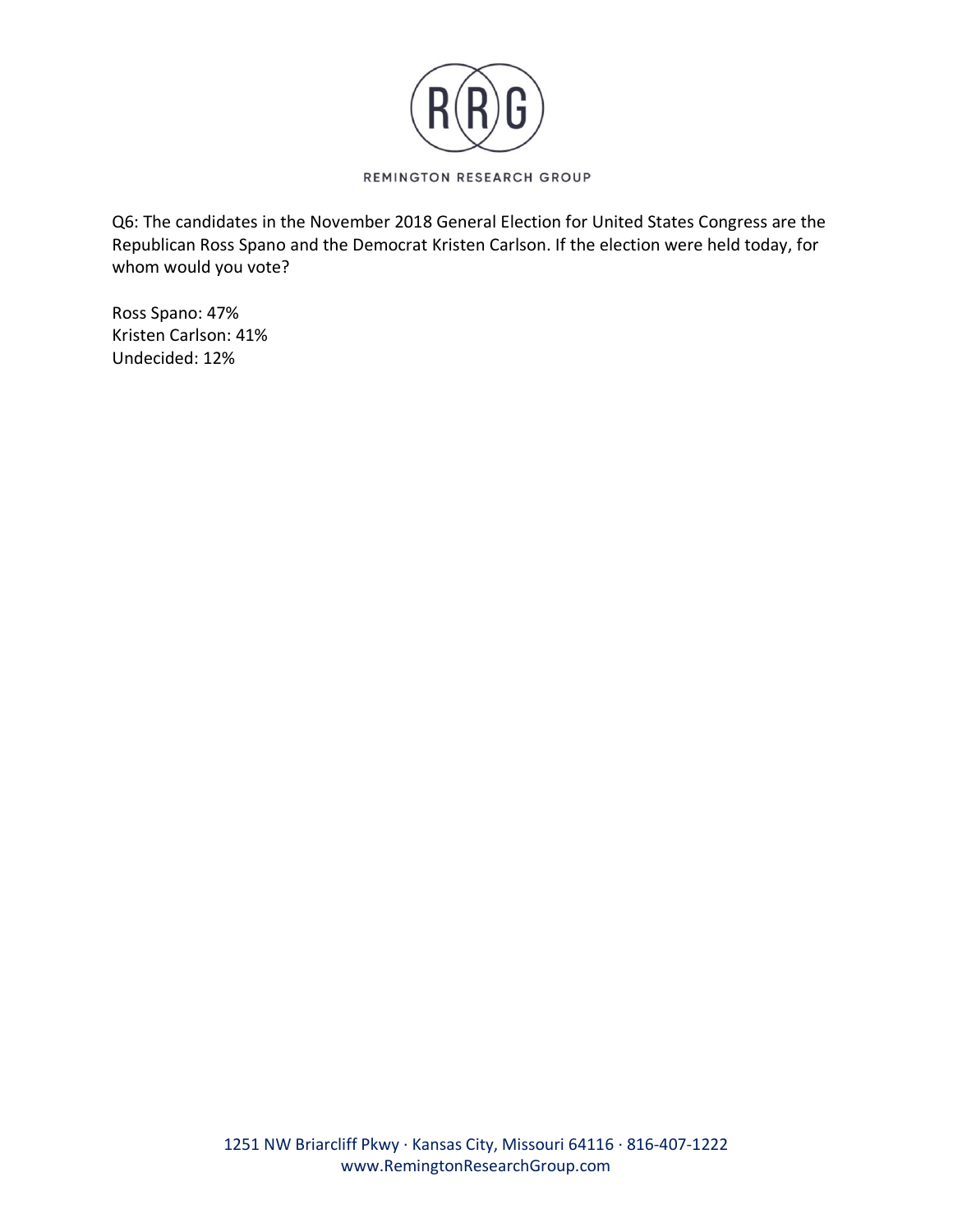Q6: The candidates in the November 2018 General Election for United States Congress are the Republican Ross Spano and the Democrat Kristen Carlson. If the election were held today, for whom would you vote?

Ross Spano: 47%
Kristen Carlson: 41%
Undecided: 12%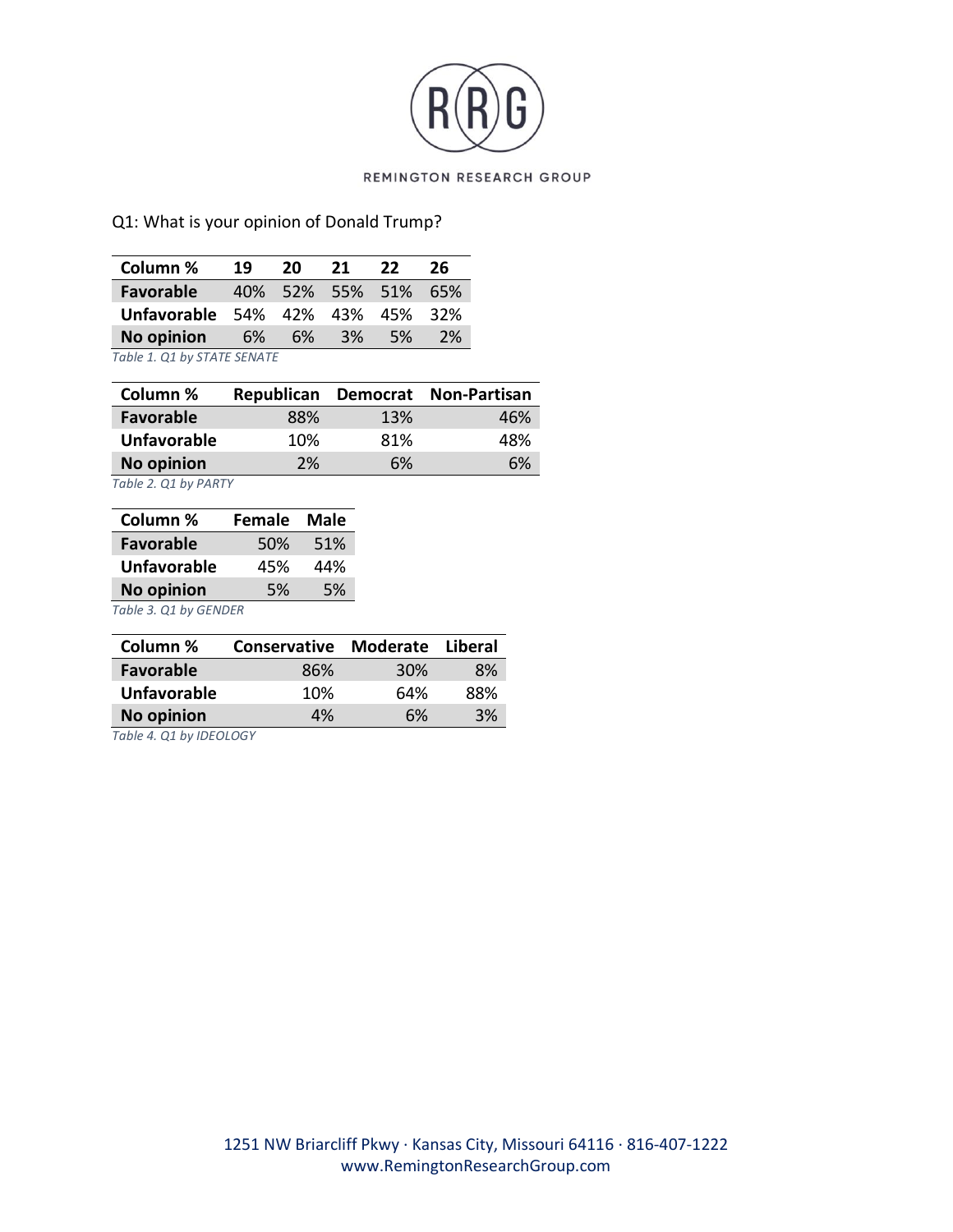Q1: What is your opinion of Donald Trump?

| Column % | 19 | 20 | 21 | 22 | 26 |
|---|---|---|---|---|---|
| **Favorable** | 40% | 52% | 55% | 51% | 65% |
| **Unfavorable** | 54% | 42% | 43% | 45% | 32% |
| **No opinion** | 6% | 6% | 3% | 5% | 2% |

*Table 1. Q1 by STATE SENATE*

| Column % | Republican | Democrat | Non-Partisan |
|---|---|---|---|
| **Favorable** | 88% | 13% | 46% |
| **Unfavorable** | 10% | 81% | 48% |
| **No opinion** | 2% | 6% | 6% |

*Table 2. Q1 by PARTY*

| Column % | Female | Male |
|---|---|---|
| **Favorable** | 50% | 51% |
| **Unfavorable** | 45% | 44% |
| **No opinion** | 5% | 5% |

*Table 3. Q1 by GENDER*

| Column % | Conservative | Moderate | Liberal |
|---|---|---|---|
| **Favorable** | 86% | 30% | 8% |
| **Unfavorable** | 10% | 64% | 88% |
| **No opinion** | 4% | 6% | 3% |

*Table 4. Q1 by IDEOLOGY*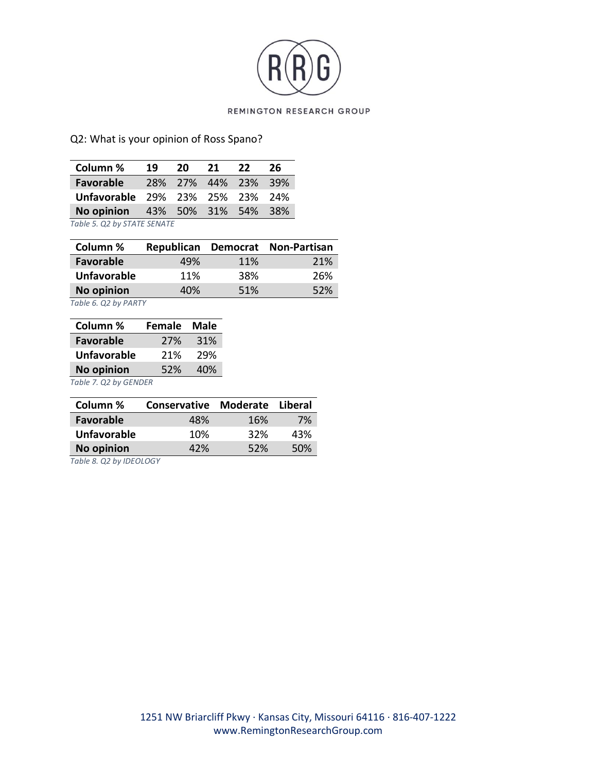Q2: What is your opinion of Ross Spano?

| Column % | 19 | 20 | 21 | 22 | 26 |
|---|---|---|---|---|---|
| **Favorable** | 28% | 27% | 44% | 23% | 39% |
| **Unfavorable** | 29% | 23% | 25% | 23% | 24% |
| **No opinion** | 43% | 50% | 31% | 54% | 38% |

*Table 5. Q2 by STATE SENATE*

| Column % | Republican | Democrat | Non-Partisan |
|---|---|---|---|
| **Favorable** | 49% | 11% | 21% |
| **Unfavorable** | 11% | 38% | 26% |
| **No opinion** | 40% | 51% | 52% |

*Table 6. Q2 by PARTY*

| Column % | Female | Male |
|---|---|---|
| **Favorable** | 27% | 31% |
| **Unfavorable** | 21% | 29% |
| **No opinion** | 52% | 40% |

*Table 7. Q2 by GENDER*

| Column % | Conservative | Moderate | Liberal |
|---|---|---|---|
| **Favorable** | 48% | 16% | 7% |
| **Unfavorable** | 10% | 32% | 43% |
| **No opinion** | 42% | 52% | 50% |

*Table 8. Q2 by IDEOLOGY*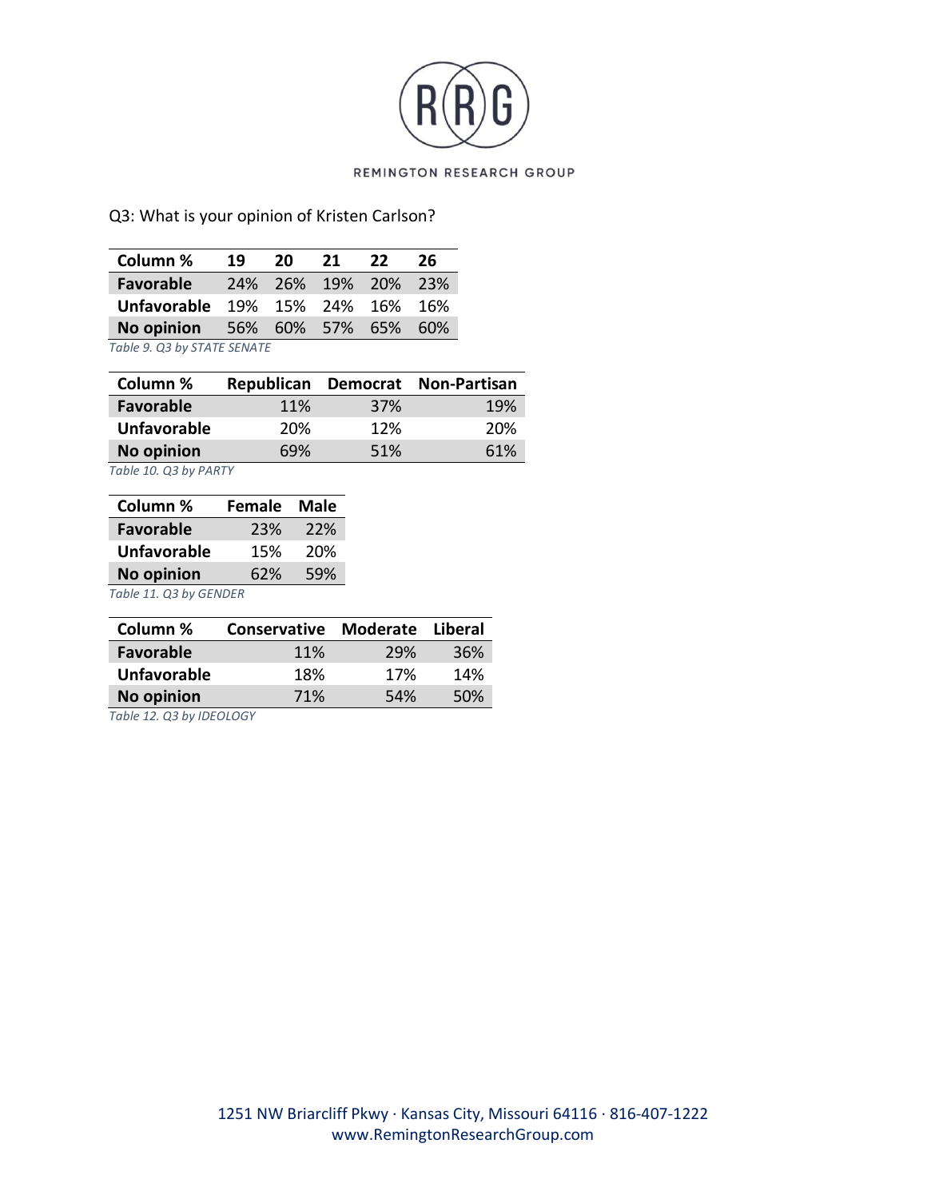Q3: What is your opinion of Kristen Carlson?

| Column % | 19 | 20 | 21 | 22 | 26 |
|---|---|---|---|---|---|
| **Favorable** | 24% | 26% | 19% | 20% | 23% |
| **Unfavorable** | 19% | 15% | 24% | 16% | 16% |
| **No opinion** | 56% | 60% | 57% | 65% | 60% |

*Table 9. Q3 by STATE SENATE*

| Column % | Republican | Democrat | Non-Partisan |
|---|---|---|---|
| **Favorable** | 11% | 37% | 19% |
| **Unfavorable** | 20% | 12% | 20% |
| **No opinion** | 69% | 51% | 61% |

*Table 10. Q3 by PARTY*

| Column % | Female | Male |
|---|---|---|
| **Favorable** | 23% | 22% |
| **Unfavorable** | 15% | 20% |
| **No opinion** | 62% | 59% |

*Table 11. Q3 by GENDER*

| Column % | Conservative | Moderate | Liberal |
|---|---|---|---|
| **Favorable** | 11% | 29% | 36% |
| **Unfavorable** | 18% | 17% | 14% |
| **No opinion** | 71% | 54% | 50% |

*Table 12. Q3 by IDEOLOGY*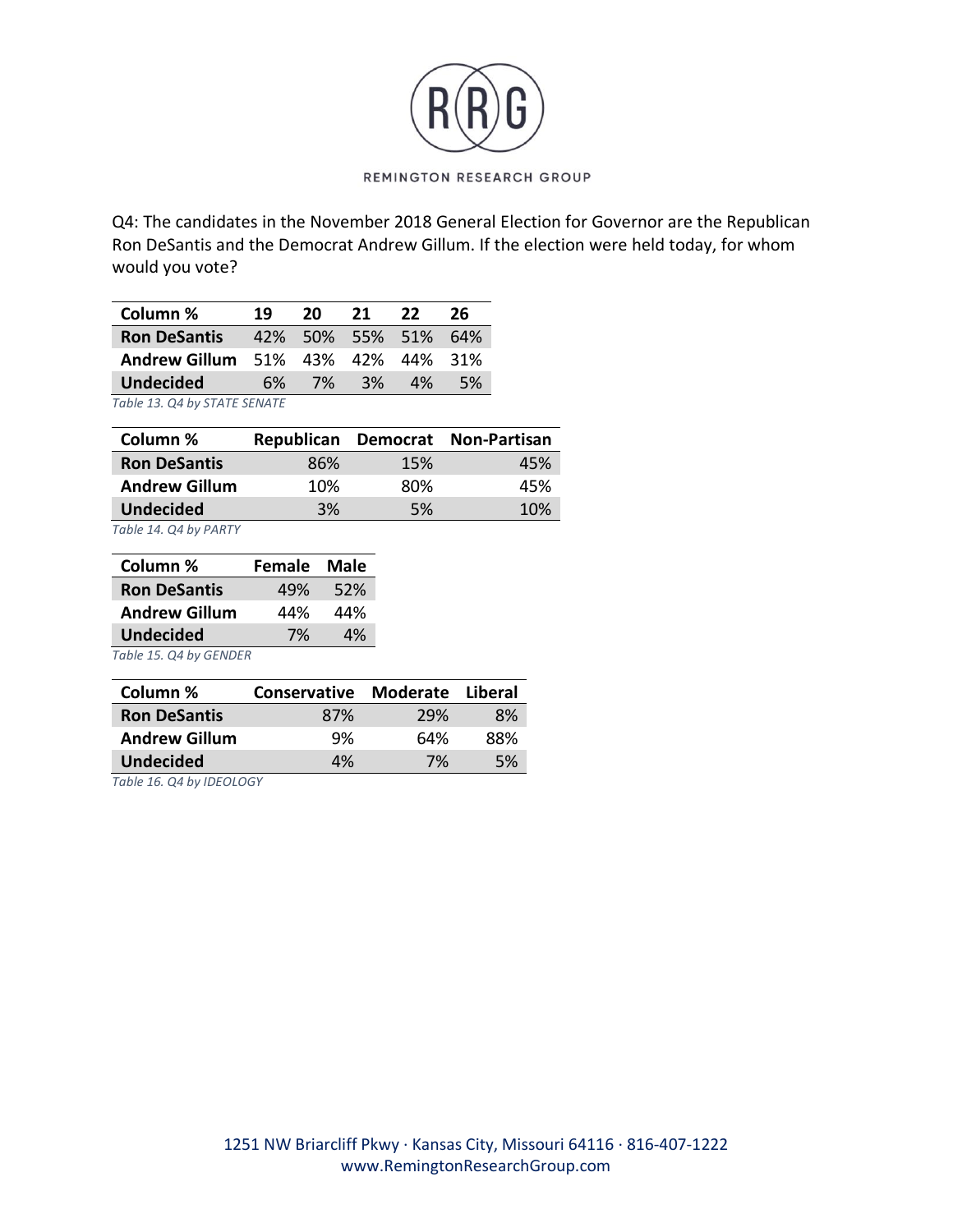Q4: The candidates in the November 2018 General Election for Governor are the Republican Ron DeSantis and the Democrat Andrew Gillum. If the election were held today, for whom would you vote?

| Column % | 19 | 20 | 21 | 22 | 26 |
|---|---|---|---|---|---|
| **Ron DeSantis** | 42% | 50% | 55% | 51% | 64% |
| **Andrew Gillum** | 51% | 43% | 42% | 44% | 31% |
| **Undecided** | 6% | 7% | 3% | 4% | 5% |

*Table 13. Q4 by STATE SENATE*

| Column % | Republican | Democrat | Non-Partisan |
|---|---|---|---|
| **Ron DeSantis** | 86% | 15% | 45% |
| **Andrew Gillum** | 10% | 80% | 45% |
| **Undecided** | 3% | 5% | 10% |

*Table 14. Q4 by PARTY*

| Column % | Female | Male |
|---|---|---|
| **Ron DeSantis** | 49% | 52% |
| **Andrew Gillum** | 44% | 44% |
| **Undecided** | 7% | 4% |

*Table 15. Q4 by GENDER*

| Column % | Conservative | Moderate | Liberal |
|---|---|---|---|
| **Ron DeSantis** | 87% | 29% | 8% |
| **Andrew Gillum** | 9% | 64% | 88% |
| **Undecided** | 4% | 7% | 5% |

*Table 16. Q4 by IDEOLOGY*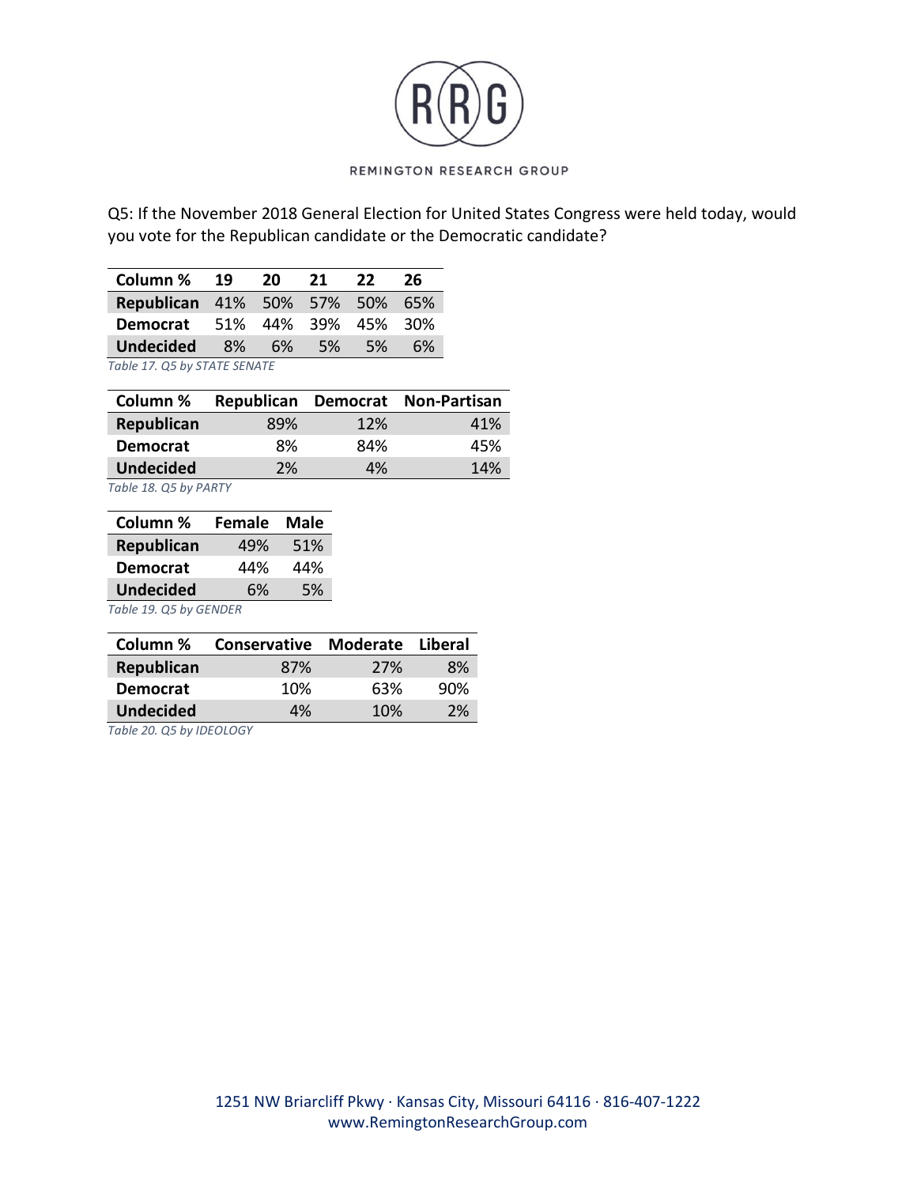Q5: If the November 2018 General Election for United States Congress were held today, would you vote for the Republican candidate or the Democratic candidate?

| Column % | 19 | 20 | 21 | 22 | 26 |
|---|---|---|---|---|---|
| **Republican** | 41% | 50% | 57% | 50% | 65% |
| **Democrat** | 51% | 44% | 39% | 45% | 30% |
| **Undecided** | 8% | 6% | 5% | 5% | 6% |

*Table 17. Q5 by STATE SENATE*

| Column % | Republican | Democrat | Non-Partisan |
|---|---|---|---|
| **Republican** | 89% | 12% | 41% |
| **Democrat** | 8% | 84% | 45% |
| **Undecided** | 2% | 4% | 14% |

*Table 18. Q5 by PARTY*

| Column % | Female | Male |
|---|---|---|
| **Republican** | 49% | 51% |
| **Democrat** | 44% | 44% |
| **Undecided** | 6% | 5% |

*Table 19. Q5 by GENDER*

| Column % | Conservative | Moderate | Liberal |
|---|---|---|---|
| **Republican** | 87% | 27% | 8% |
| **Democrat** | 10% | 63% | 90% |
| **Undecided** | 4% | 10% | 2% |

*Table 20. Q5 by IDEOLOGY*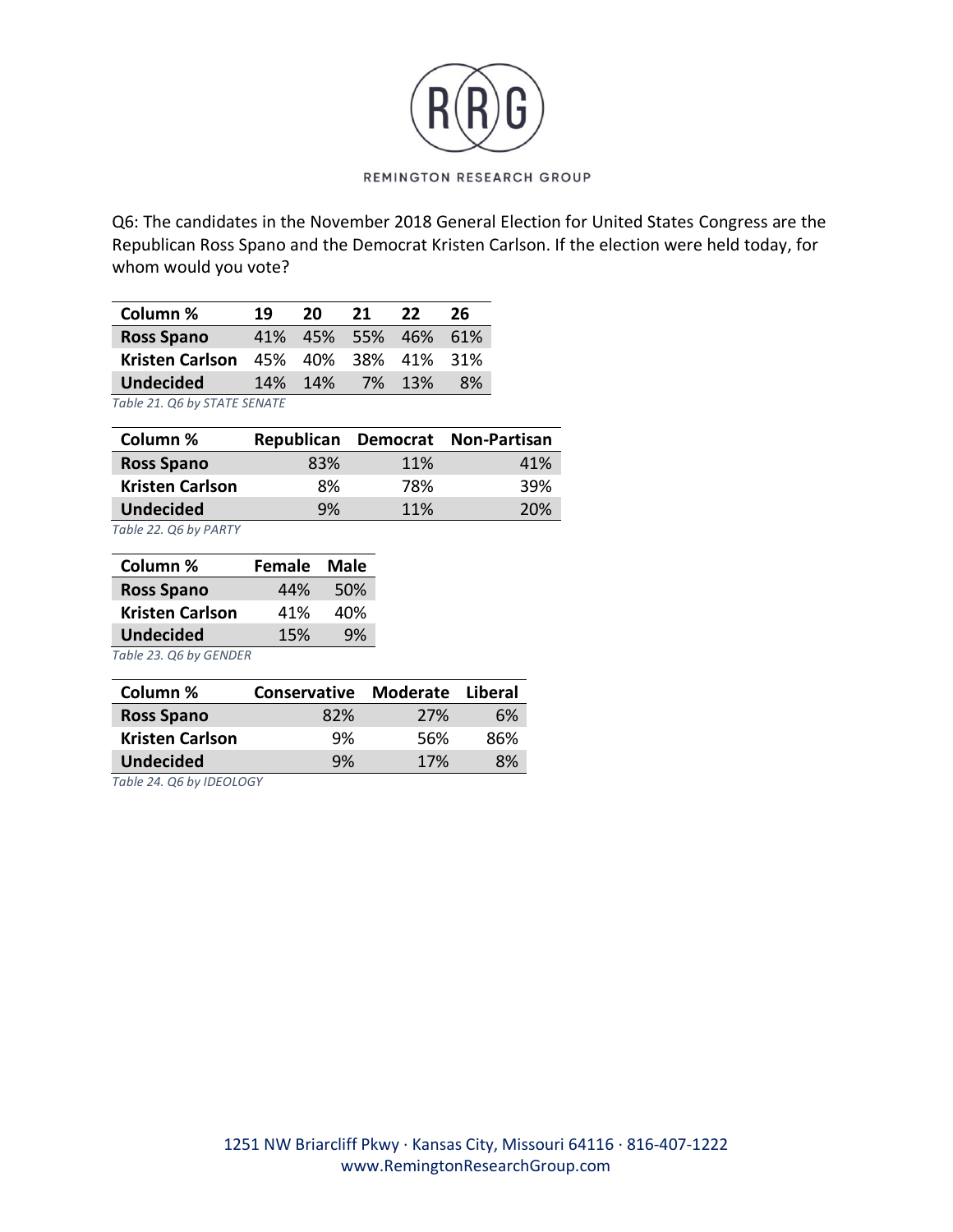Q6: The candidates in the November 2018 General Election for United States Congress are the Republican Ross Spano and the Democrat Kristen Carlson. If the election were held today, for whom would you vote?

| Column % | 19 | 20 | 21 | 22 | 26 |
|---|---|---|---|---|---|
| **Ross Spano** | 41% | 45% | 55% | 46% | 61% |
| **Kristen Carlson** | 45% | 40% | 38% | 41% | 31% |
| **Undecided** | 14% | 14% | 7% | 13% | 8% |

*Table 21. Q6 by STATE SENATE*

| Column % | Republican | Democrat | Non-Partisan |
|---|---|---|---|
| **Ross Spano** | 83% | 11% | 41% |
| **Kristen Carlson** | 8% | 78% | 39% |
| **Undecided** | 9% | 11% | 20% |

*Table 22. Q6 by PARTY*

| Column % | Female | Male |
|---|---|---|
| **Ross Spano** | 44% | 50% |
| **Kristen Carlson** | 41% | 40% |
| **Undecided** | 15% | 9% |

*Table 23. Q6 by GENDER*

| Column % | Conservative | Moderate | Liberal |
|---|---|---|---|
| **Ross Spano** | 82% | 27% | 6% |
| **Kristen Carlson** | 9% | 56% | 86% |
| **Undecided** | 9% | 17% | 8% |

*Table 24. Q6 by IDEOLOGY*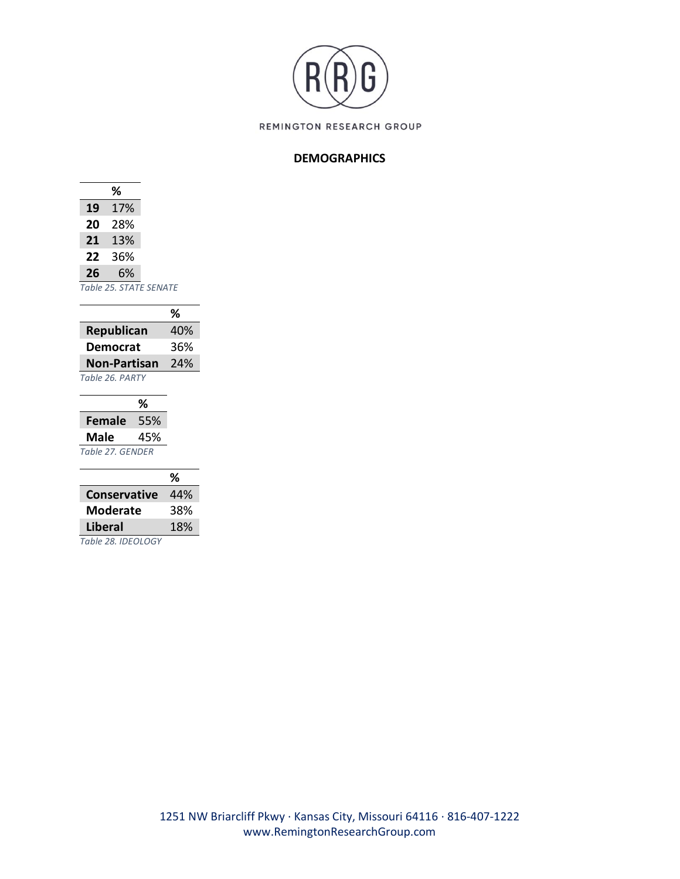REMINGTON RESEARCH GROUP

## DEMOGRAPHICS

| | % |
|---|---|
| **19** | 17% |
| **20** | 28% |
| **21** | 13% |
| **22** | 36% |
| **26** | 6% |

*Table 25. STATE SENATE*

| | % |
|---|---|
| **Republican** | 40% |
| **Democrat** | 36% |
| **Non-Partisan** | 24% |

*Table 26. PARTY*

| | % |
|---|---|
| **Female** | 55% |
| **Male** | 45% |

*Table 27. GENDER*

| | % |
|---|---|
| **Conservative** | 44% |
| **Moderate** | 38% |
| **Liberal** | 18% |

*Table 28. IDEOLOGY*

1251 NW Briarcliff Pkwy · Kansas City, Missouri 64116 · 816-407-1222
www.RemingtonResearchGroup.com